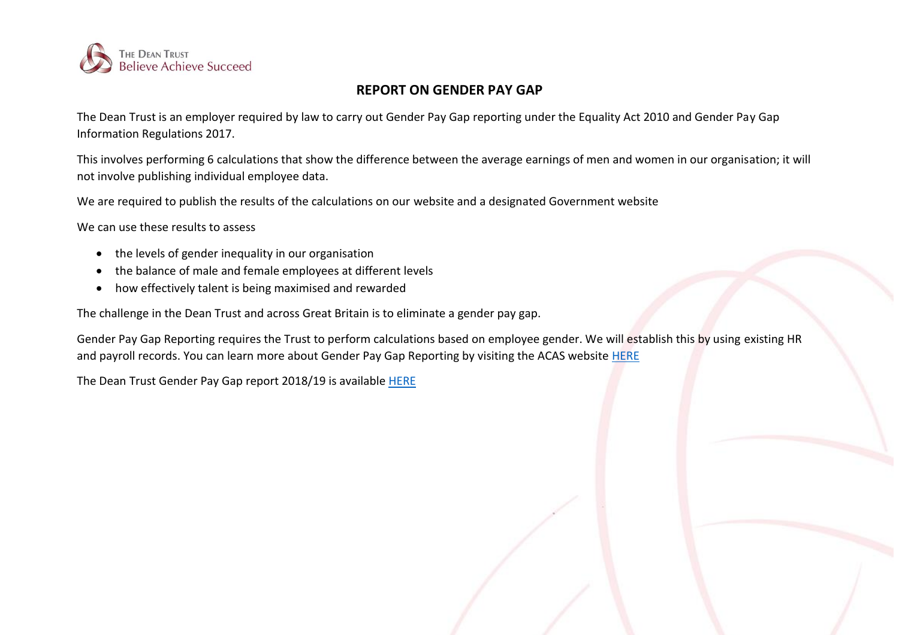THE DEAN TRUST
Believe Achieve Succeed

# REPORT ON GENDER PAY GAP

The Dean Trust is an employer required by law to carry out Gender Pay Gap reporting under the Equality Act 2010 and Gender Pay Gap Information Regulations 2017.

This involves performing 6 calculations that show the difference between the average earnings of men and women in our organisation; it will not involve publishing individual employee data.

We are required to publish the results of the calculations on our website and a designated Government website

We can use these results to assess

- the levels of gender inequality in our organisation
- the balance of male and female employees at different levels
- how effectively talent is being maximised and rewarded

The challenge in the Dean Trust and across Great Britain is to eliminate a gender pay gap.

Gender Pay Gap Reporting requires the Trust to perform calculations based on employee gender. We will establish this by using existing HR and payroll records. You can learn more about Gender Pay Gap Reporting by visiting the ACAS website HERE

The Dean Trust Gender Pay Gap report 2018/19 is available HERE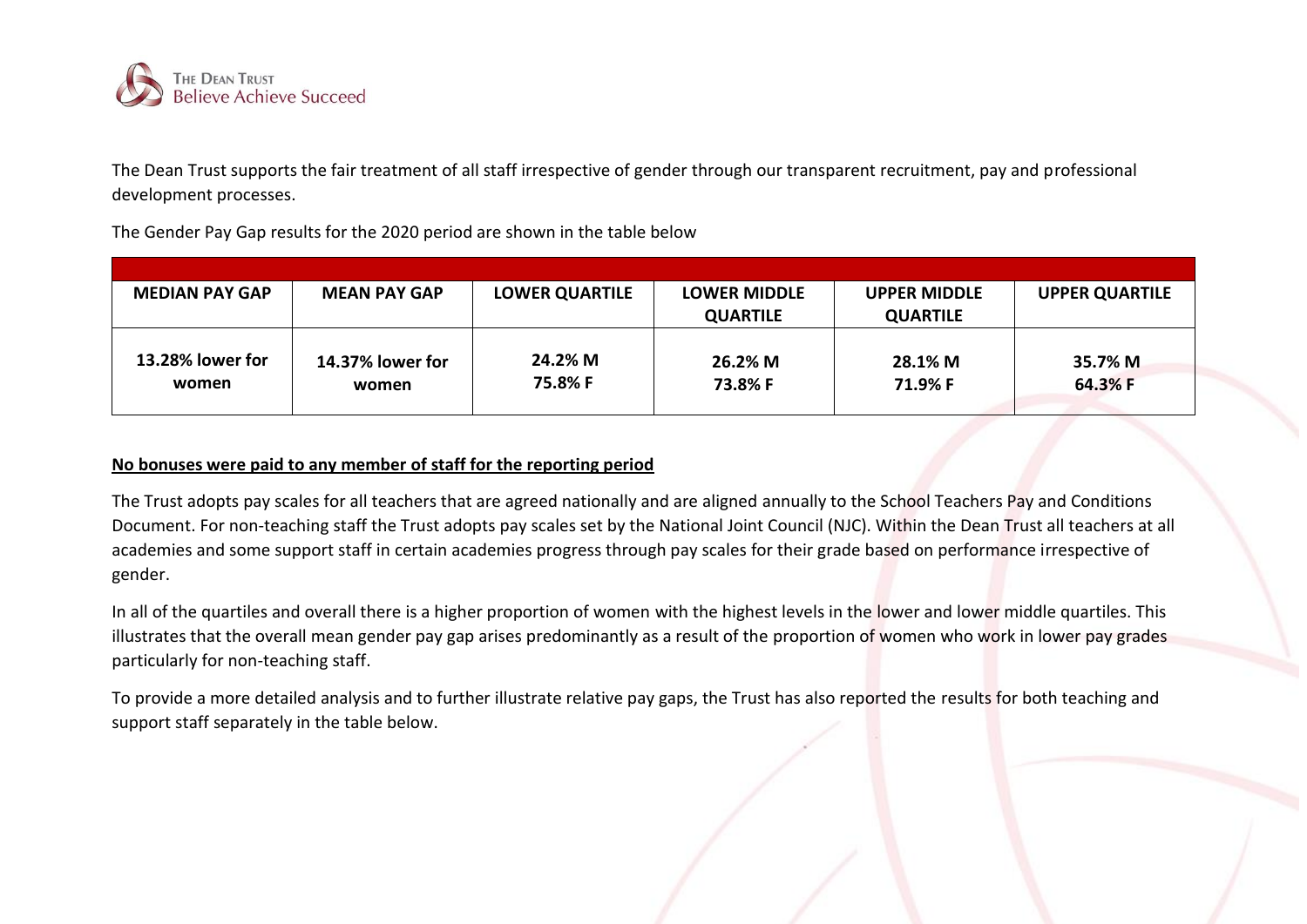The Dean Trust supports the fair treatment of all staff irrespective of gender through our transparent recruitment, pay and professional development processes.

The Gender Pay Gap results for the 2020 period are shown in the table below

| MEDIAN PAY GAP | MEAN PAY GAP | LOWER QUARTILE | LOWER MIDDLE QUARTILE | UPPER MIDDLE QUARTILE | UPPER QUARTILE |
|---|---|---|---|---|---|
| 13.28% lower for women | 14.37% lower for women | 24.2% M 75.8% F | 26.2% M 73.8% F | 28.1% M 71.9% F | 35.7% M 64.3% F |

**No bonuses were paid to any member of staff for the reporting period**

The Trust adopts pay scales for all teachers that are agreed nationally and are aligned annually to the School Teachers Pay and Conditions Document. For non-teaching staff the Trust adopts pay scales set by the National Joint Council (NJC). Within the Dean Trust all teachers at all academies and some support staff in certain academies progress through pay scales for their grade based on performance irrespective of gender.

In all of the quartiles and overall there is a higher proportion of women with the highest levels in the lower and lower middle quartiles. This illustrates that the overall mean gender pay gap arises predominantly as a result of the proportion of women who work in lower pay grades particularly for non-teaching staff.

To provide a more detailed analysis and to further illustrate relative pay gaps, the Trust has also reported the results for both teaching and support staff separately in the table below.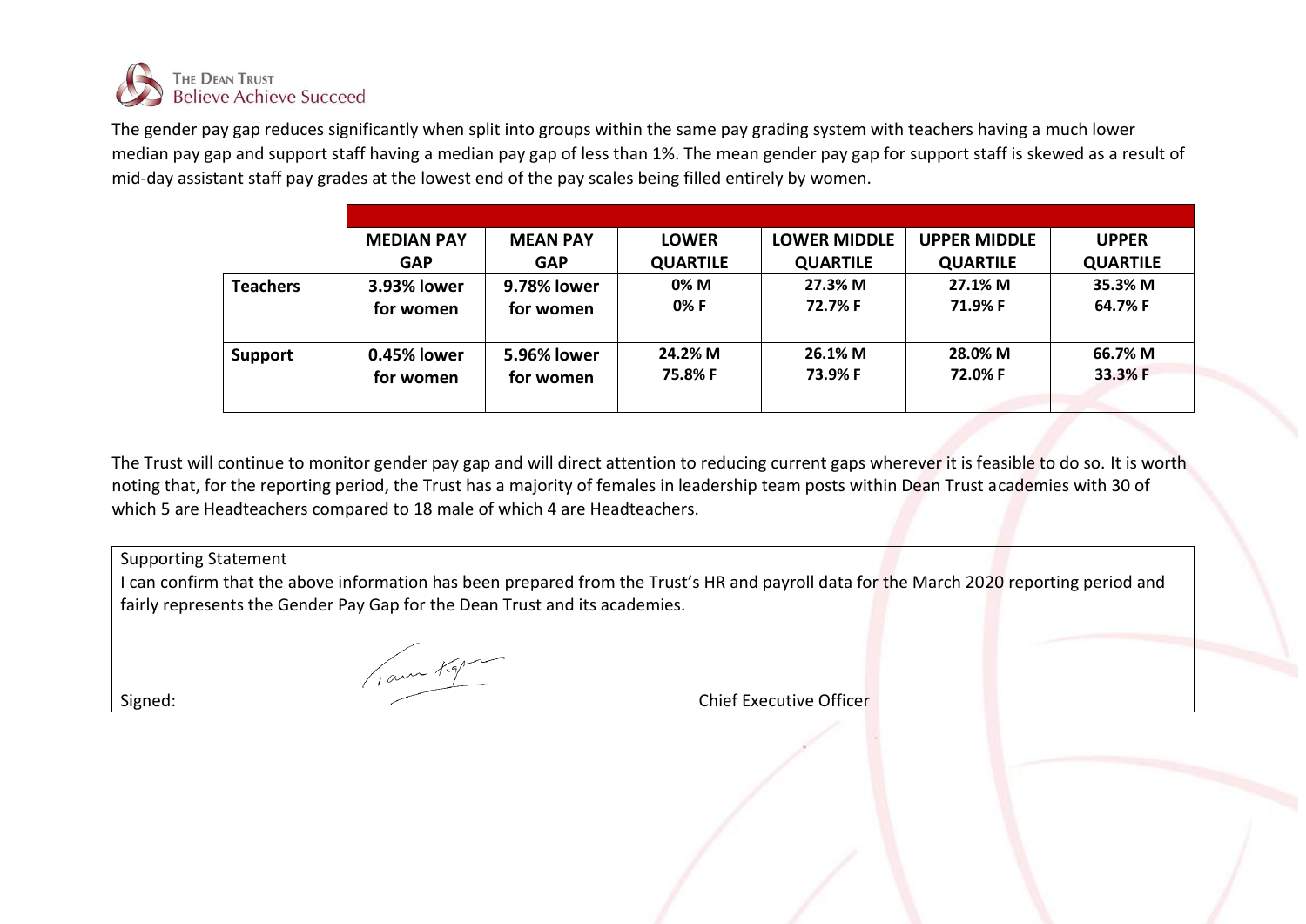The gender pay gap reduces significantly when split into groups within the same pay grading system with teachers having a much lower median pay gap and support staff having a median pay gap of less than 1%. The mean gender pay gap for support staff is skewed as a result of mid-day assistant staff pay grades at the lowest end of the pay scales being filled entirely by women.

| | MEDIAN PAY GAP | MEAN PAY GAP | LOWER QUARTILE | LOWER MIDDLE QUARTILE | UPPER MIDDLE QUARTILE | UPPER QUARTILE |
|---|---|---|---|---|---|---|
| **Teachers** | **3.93% lower for women** | **9.78% lower for women** | **0% M 0% F** | **27.3% M 72.7% F** | **27.1% M 71.9% F** | **35.3% M 64.7% F** |
| **Support** | **0.45% lower for women** | **5.96% lower for women** | **24.2% M 75.8% F** | **26.1% M 73.9% F** | **28.0% M 72.0% F** | **66.7% M 33.3% F** |

The Trust will continue to monitor gender pay gap and will direct attention to reducing current gaps wherever it is feasible to do so. It is worth noting that, for the reporting period, the Trust has a majority of females in leadership team posts within Dean Trust academies with 30 of which 5 are Headteachers compared to 18 male of which 4 are Headteachers.

| Supporting Statement |
|---|
| I can confirm that the above information has been prepared from the Trust's HR and payroll data for the March 2020 reporting period and fairly represents the Gender Pay Gap for the Dean Trust and its academies. |
| Signed: Chief Executive Officer |